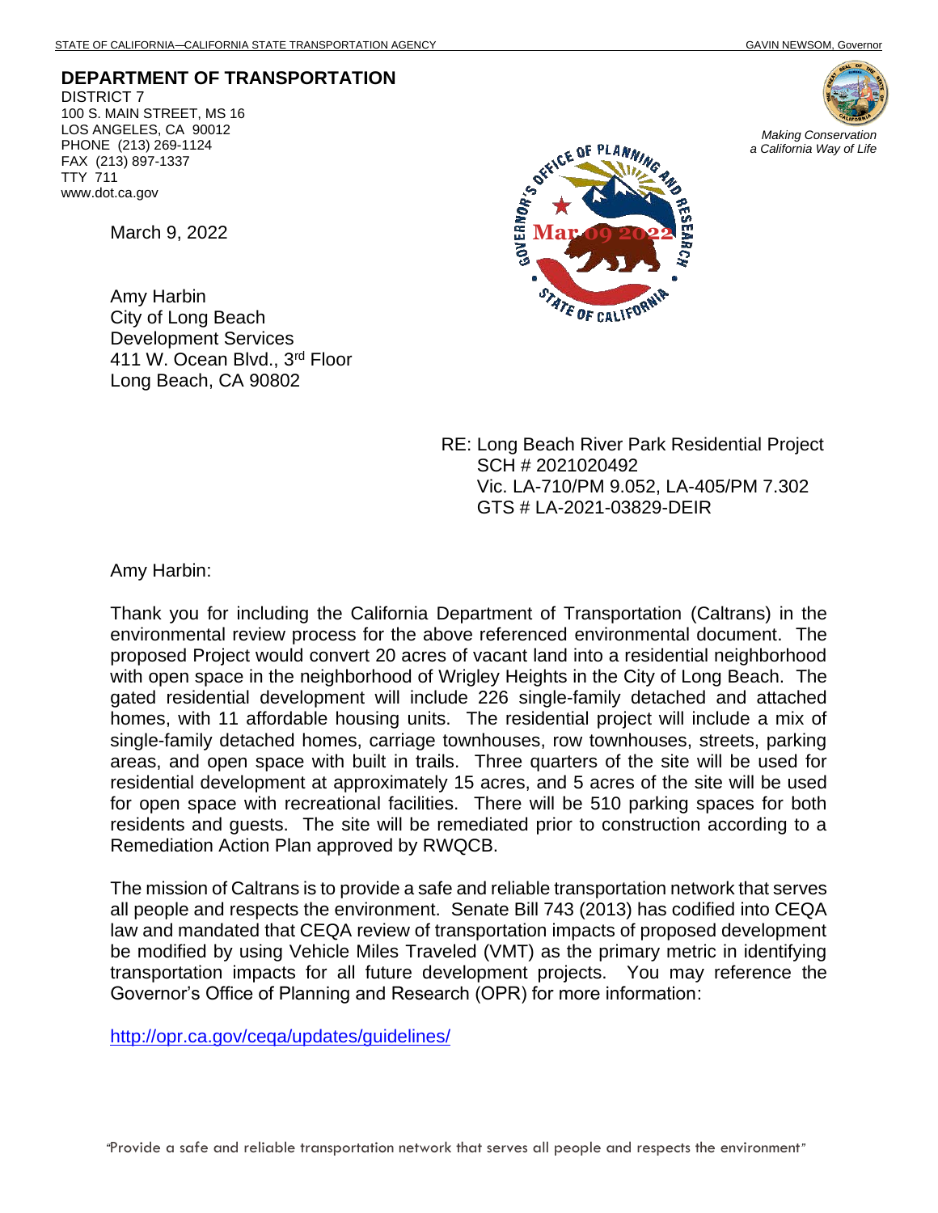STATE OF CALIFORNIA—CALIFORNIA STATE TRANSPORTATION AGENCY GAVIN NEWSOM, Governor

**DEPARTMENT OF TRANSPORTATION**
DISTRICT 7
100 S. MAIN STREET, MS 16
LOS ANGELES, CA 90012
PHONE (213) 269-1124
FAX (213) 897-1337
TTY 711
www.dot.ca.gov

*Making Conservation a California Way of Life*

GOVERNOR'S OFFICE OF PLANNING AND RESEARCH
Mar 09 2022
STATE OF CALIFORNIA

March 9, 2022

Amy Harbin
City of Long Beach
Development Services
411 W. Ocean Blvd., 3rd Floor
Long Beach, CA 90802

RE: Long Beach River Park Residential Project
SCH # 2021020492
Vic. LA-710/PM 9.052, LA-405/PM 7.302
GTS # LA-2021-03829-DEIR

Amy Harbin:

Thank you for including the California Department of Transportation (Caltrans) in the environmental review process for the above referenced environmental document. The proposed Project would convert 20 acres of vacant land into a residential neighborhood with open space in the neighborhood of Wrigley Heights in the City of Long Beach. The gated residential development will include 226 single-family detached and attached homes, with 11 affordable housing units. The residential project will include a mix of single-family detached homes, carriage townhouses, row townhouses, streets, parking areas, and open space with built in trails. Three quarters of the site will be used for residential development at approximately 15 acres, and 5 acres of the site will be used for open space with recreational facilities. There will be 510 parking spaces for both residents and guests. The site will be remediated prior to construction according to a Remediation Action Plan approved by RWQCB.

The mission of Caltrans is to provide a safe and reliable transportation network that serves all people and respects the environment. Senate Bill 743 (2013) has codified into CEQA law and mandated that CEQA review of transportation impacts of proposed development be modified by using Vehicle Miles Traveled (VMT) as the primary metric in identifying transportation impacts for all future development projects. You may reference the Governor's Office of Planning and Research (OPR) for more information:

http://opr.ca.gov/ceqa/updates/guidelines/

"Provide a safe and reliable transportation network that serves all people and respects the environment"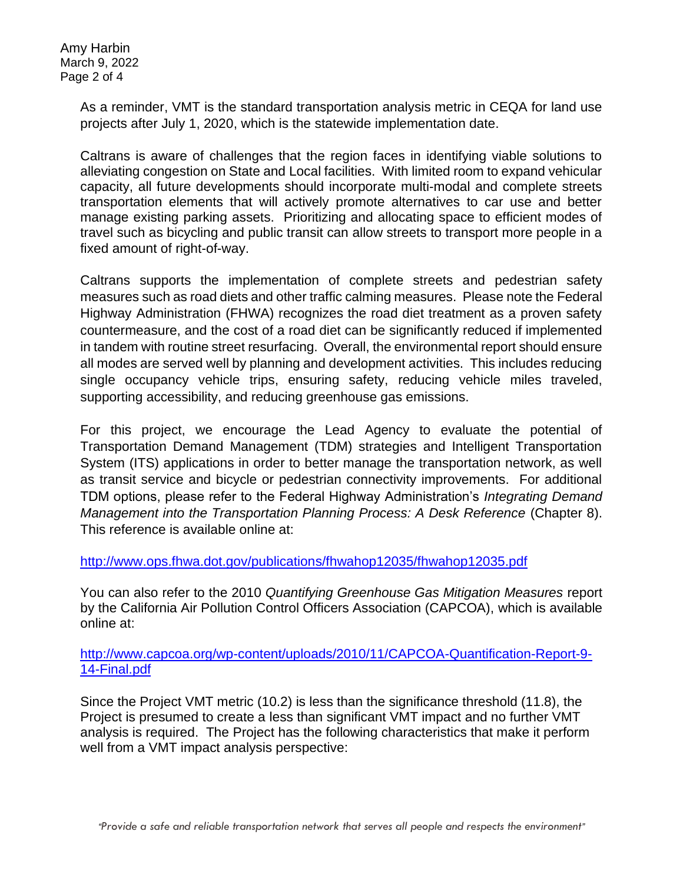As a reminder, VMT is the standard transportation analysis metric in CEQA for land use projects after July 1, 2020, which is the statewide implementation date.

Caltrans is aware of challenges that the region faces in identifying viable solutions to alleviating congestion on State and Local facilities. With limited room to expand vehicular capacity, all future developments should incorporate multi-modal and complete streets transportation elements that will actively promote alternatives to car use and better manage existing parking assets. Prioritizing and allocating space to efficient modes of travel such as bicycling and public transit can allow streets to transport more people in a fixed amount of right-of-way.

Caltrans supports the implementation of complete streets and pedestrian safety measures such as road diets and other traffic calming measures. Please note the Federal Highway Administration (FHWA) recognizes the road diet treatment as a proven safety countermeasure, and the cost of a road diet can be significantly reduced if implemented in tandem with routine street resurfacing. Overall, the environmental report should ensure all modes are served well by planning and development activities. This includes reducing single occupancy vehicle trips, ensuring safety, reducing vehicle miles traveled, supporting accessibility, and reducing greenhouse gas emissions.

For this project, we encourage the Lead Agency to evaluate the potential of Transportation Demand Management (TDM) strategies and Intelligent Transportation System (ITS) applications in order to better manage the transportation network, as well as transit service and bicycle or pedestrian connectivity improvements. For additional TDM options, please refer to the Federal Highway Administration's *Integrating Demand Management into the Transportation Planning Process: A Desk Reference* (Chapter 8). This reference is available online at:

http://www.ops.fhwa.dot.gov/publications/fhwahop12035/fhwahop12035.pdf

You can also refer to the 2010 *Quantifying Greenhouse Gas Mitigation Measures* report by the California Air Pollution Control Officers Association (CAPCOA), which is available online at:

http://www.capcoa.org/wp-content/uploads/2010/11/CAPCOA-Quantification-Report-9-14-Final.pdf

Since the Project VMT metric (10.2) is less than the significance threshold (11.8), the Project is presumed to create a less than significant VMT impact and no further VMT analysis is required. The Project has the following characteristics that make it perform well from a VMT impact analysis perspective:

*"Provide a safe and reliable transportation network that serves all people and respects the environment"*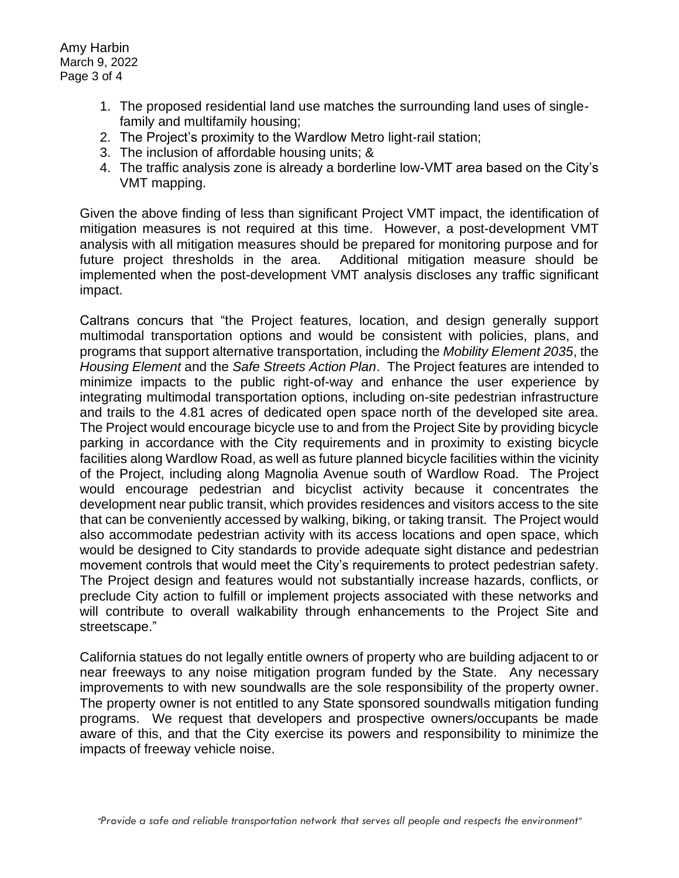1. The proposed residential land use matches the surrounding land uses of single-family and multifamily housing;
2. The Project's proximity to the Wardlow Metro light-rail station;
3. The inclusion of affordable housing units; &
4. The traffic analysis zone is already a borderline low-VMT area based on the City's VMT mapping.

Given the above finding of less than significant Project VMT impact, the identification of mitigation measures is not required at this time. However, a post-development VMT analysis with all mitigation measures should be prepared for monitoring purpose and for future project thresholds in the area. Additional mitigation measure should be implemented when the post-development VMT analysis discloses any traffic significant impact.

Caltrans concurs that "the Project features, location, and design generally support multimodal transportation options and would be consistent with policies, plans, and programs that support alternative transportation, including the *Mobility Element 2035*, the *Housing Element* and the *Safe Streets Action Plan*. The Project features are intended to minimize impacts to the public right-of-way and enhance the user experience by integrating multimodal transportation options, including on-site pedestrian infrastructure and trails to the 4.81 acres of dedicated open space north of the developed site area. The Project would encourage bicycle use to and from the Project Site by providing bicycle parking in accordance with the City requirements and in proximity to existing bicycle facilities along Wardlow Road, as well as future planned bicycle facilities within the vicinity of the Project, including along Magnolia Avenue south of Wardlow Road. The Project would encourage pedestrian and bicyclist activity because it concentrates the development near public transit, which provides residences and visitors access to the site that can be conveniently accessed by walking, biking, or taking transit. The Project would also accommodate pedestrian activity with its access locations and open space, which would be designed to City standards to provide adequate sight distance and pedestrian movement controls that would meet the City's requirements to protect pedestrian safety. The Project design and features would not substantially increase hazards, conflicts, or preclude City action to fulfill or implement projects associated with these networks and will contribute to overall walkability through enhancements to the Project Site and streetscape."

California statues do not legally entitle owners of property who are building adjacent to or near freeways to any noise mitigation program funded by the State. Any necessary improvements to with new soundwalls are the sole responsibility of the property owner. The property owner is not entitled to any State sponsored soundwalls mitigation funding programs. We request that developers and prospective owners/occupants be made aware of this, and that the City exercise its powers and responsibility to minimize the impacts of freeway vehicle noise.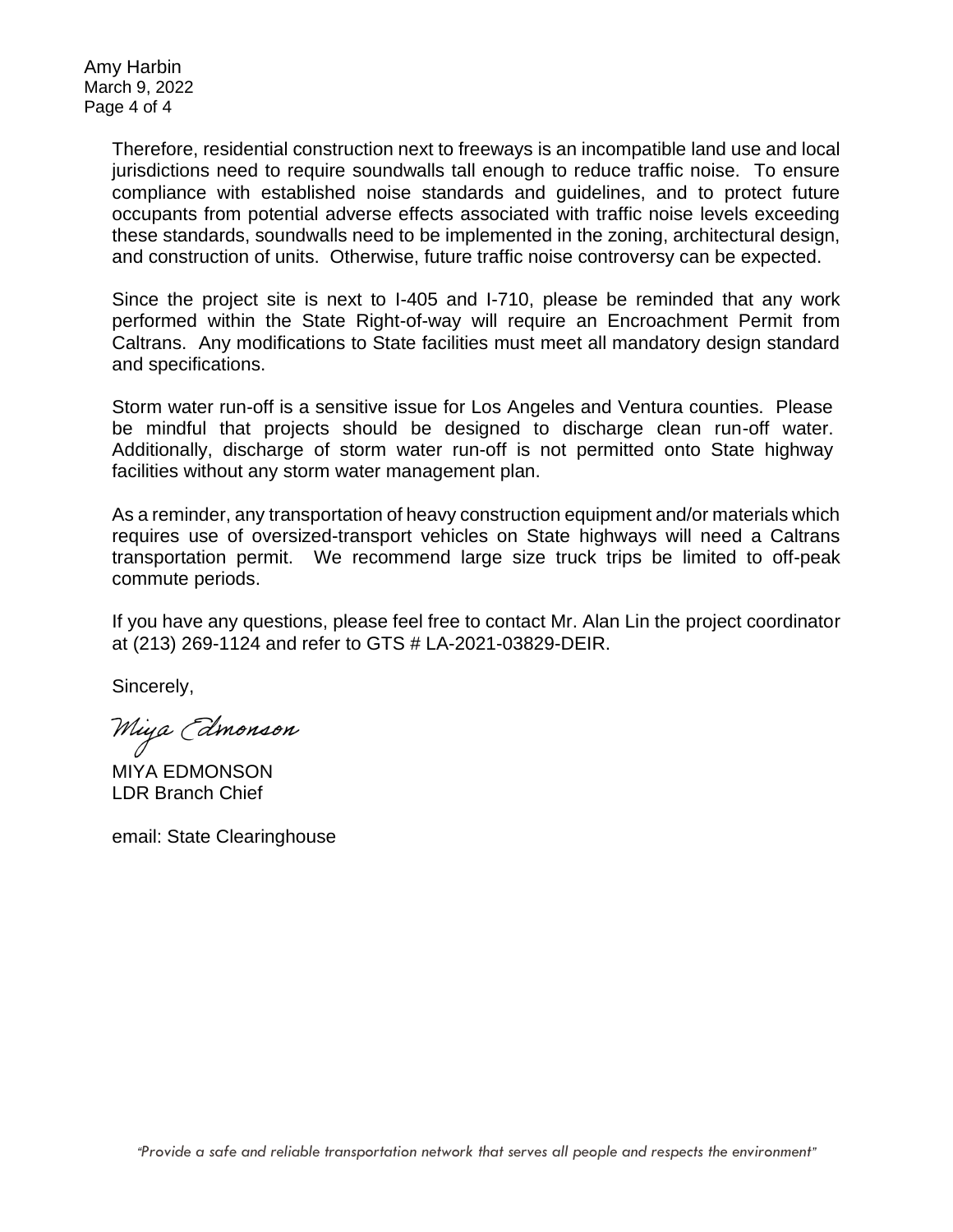Therefore, residential construction next to freeways is an incompatible land use and local jurisdictions need to require soundwalls tall enough to reduce traffic noise. To ensure compliance with established noise standards and guidelines, and to protect future occupants from potential adverse effects associated with traffic noise levels exceeding these standards, soundwalls need to be implemented in the zoning, architectural design, and construction of units. Otherwise, future traffic noise controversy can be expected.

Since the project site is next to I-405 and I-710, please be reminded that any work performed within the State Right-of-way will require an Encroachment Permit from Caltrans. Any modifications to State facilities must meet all mandatory design standard and specifications.

Storm water run-off is a sensitive issue for Los Angeles and Ventura counties. Please be mindful that projects should be designed to discharge clean run-off water. Additionally, discharge of storm water run-off is not permitted onto State highway facilities without any storm water management plan.

As a reminder, any transportation of heavy construction equipment and/or materials which requires use of oversized-transport vehicles on State highways will need a Caltrans transportation permit. We recommend large size truck trips be limited to off-peak commute periods.

If you have any questions, please feel free to contact Mr. Alan Lin the project coordinator at (213) 269-1124 and refer to GTS # LA-2021-03829-DEIR.

Sincerely,

*Miya Edmonson*

MIYA EDMONSON
LDR Branch Chief

email: State Clearinghouse

*"Provide a safe and reliable transportation network that serves all people and respects the environment"*